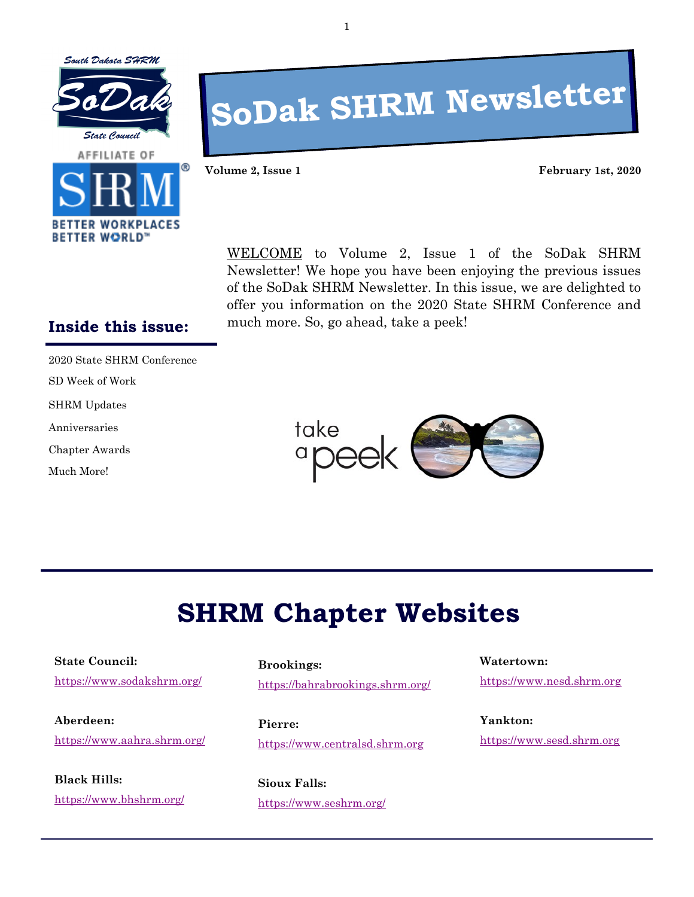# SoDak SHRM Newsletter

**Volume 2, Issue 1** **February 1st, 2020**

WELCOME to Volume 2, Issue 1 of the SoDak SHRM Newsletter! We hope you have been enjoying the previous issues of the SoDak SHRM Newsletter. In this issue, we are delighted to offer you information on the 2020 State SHRM Conference and much more. So, go ahead, take a peek!

### Inside this issue:

- 2020 State SHRM Conference
- SD Week of Work
- SHRM Updates
- Anniversaries
- Chapter Awards
- Much More!

## SHRM Chapter Websites

**State Council:**
https://www.sodakshrm.org/

**Aberdeen:**
https://www.aahra.shrm.org/

**Black Hills:**
https://www.bhshrm.org/

**Brookings:**
https://bahrabrookings.shrm.org/

**Pierre:**
https://www.centralsd.shrm.org

**Sioux Falls:**
https://www.seshrm.org/

**Watertown:**
https://www.nesd.shrm.org

**Yankton:**
https://www.sesd.shrm.org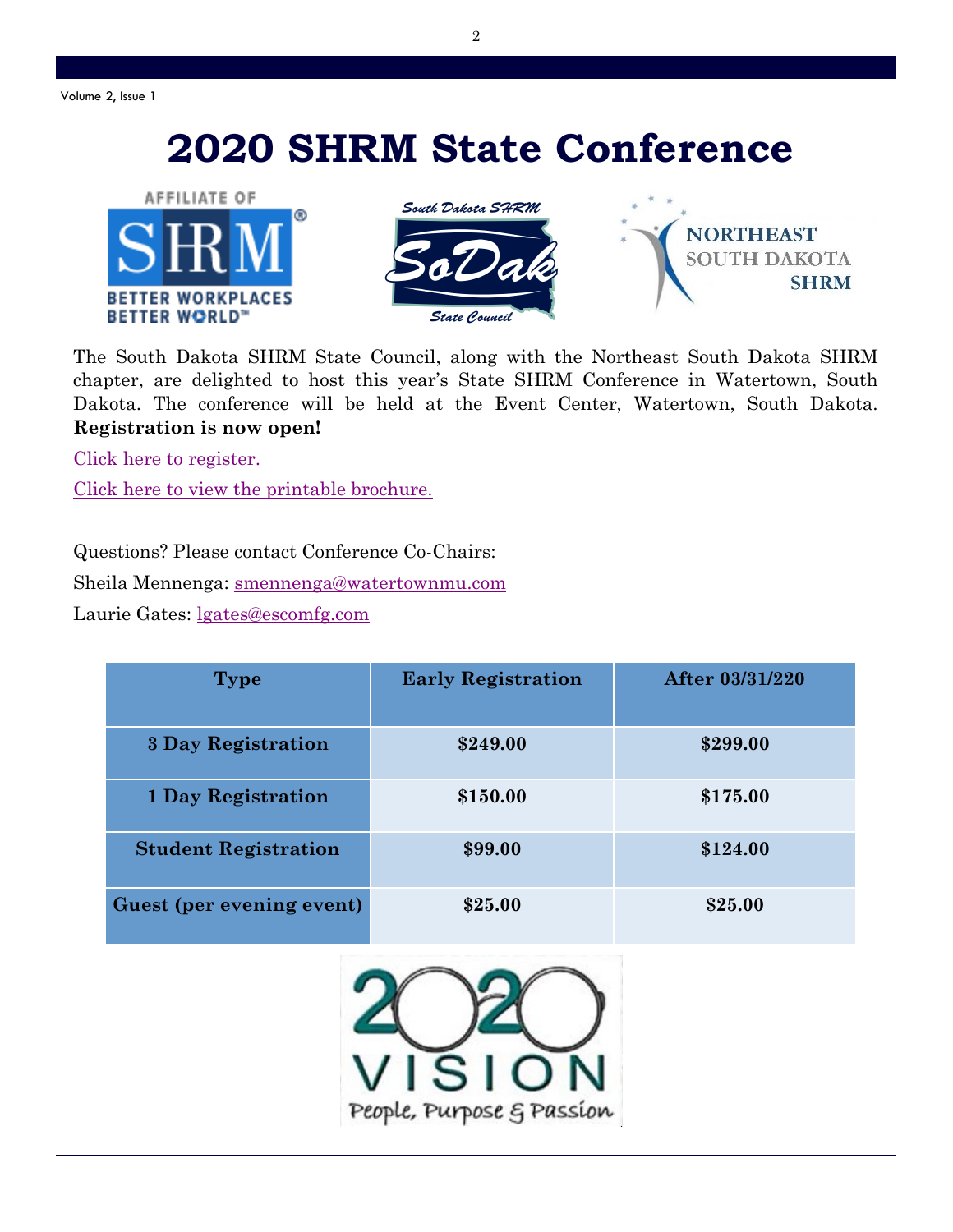# 2020 SHRM State Conference

The South Dakota SHRM State Council, along with the Northeast South Dakota SHRM chapter, are delighted to host this year's State SHRM Conference in Watertown, South Dakota. The conference will be held at the Event Center, Watertown, South Dakota. **Registration is now open!**

Click here to register.

Click here to view the printable brochure.

Questions? Please contact Conference Co-Chairs:

Sheila Mennenga: smennenga@watertownmu.com

Laurie Gates: lgates@escomfg.com

| Type | Early Registration | After 03/31/220 |
|---|---|---|
| 3 Day Registration | $249.00 | $299.00 |
| 1 Day Registration | $150.00 | $175.00 |
| Student Registration | $99.00 | $124.00 |
| Guest (per evening event) | $25.00 | $25.00 |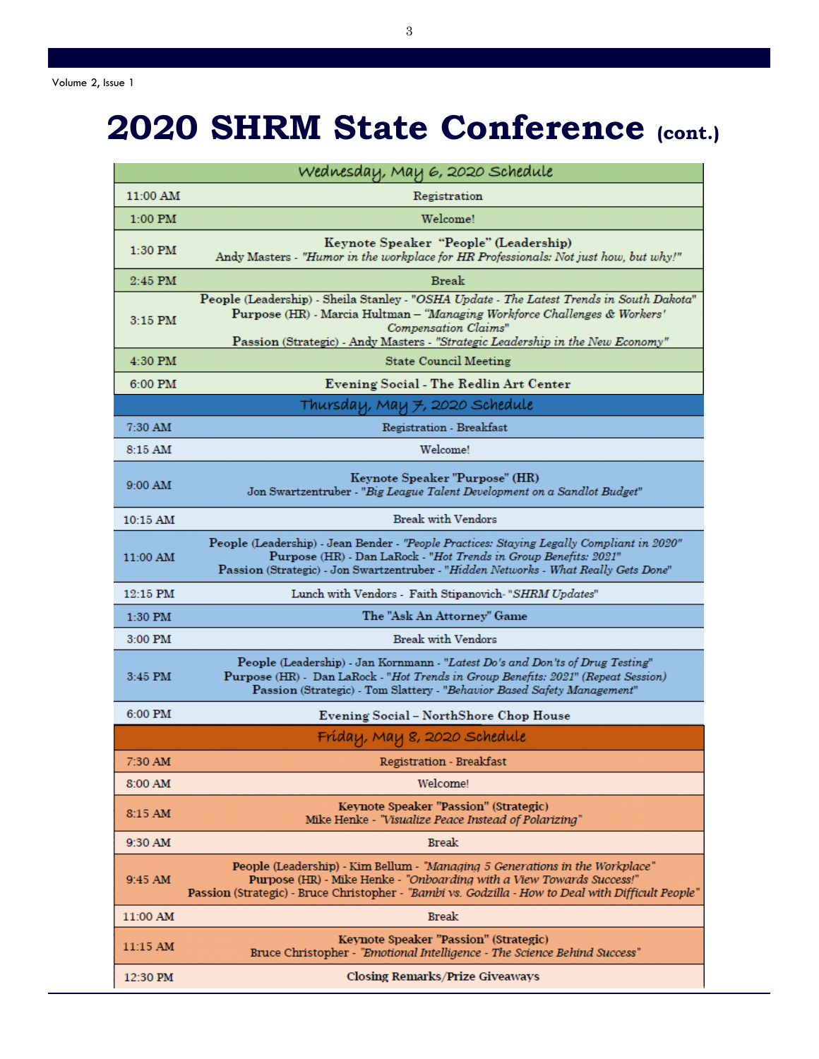# 2020 SHRM State Conference (cont.)

| Wednesday, May 6, 2020 Schedule | |
|---|---|
| 11:00 AM | Registration |
| 1:00 PM | Welcome! |
| 1:30 PM | **Keynote Speaker "People" (Leadership)**<br>Andy Masters - *"Humor in the workplace for HR Professionals: Not just how, but why!"* |
| 2:45 PM | Break |
| 3:15 PM | **People** (Leadership) - Sheila Stanley - *"OSHA Update - The Latest Trends in South Dakota"*<br>**Purpose** (HR) - Marcia Hultman – *"Managing Workforce Challenges & Workers' Compensation Claims"*<br>**Passion** (Strategic) - Andy Masters - *"Strategic Leadership in the New Economy"* |
| 4:30 PM | State Council Meeting |
| 6:00 PM | **Evening Social - The Redlin Art Center** |

| Thursday, May 7, 2020 Schedule | |
|---|---|
| 7:30 AM | Registration - Breakfast |
| 8:15 AM | Welcome! |
| 9:00 AM | **Keynote Speaker "Purpose" (HR)**<br>Jon Swartzentruber - *"Big League Talent Development on a Sandlot Budget"* |
| 10:15 AM | Break with Vendors |
| 11:00 AM | **People** (Leadership) - Jean Bender - *"People Practices: Staying Legally Compliant in 2020"*<br>**Purpose** (HR) - Dan LaRock - *"Hot Trends in Group Benefits: 2021"*<br>**Passion** (Strategic) - Jon Swartzentruber - *"Hidden Networks - What Really Gets Done"* |
| 12:15 PM | Lunch with Vendors - Faith Stipanovich- *"SHRM Updates"* |
| 1:30 PM | **The "Ask An Attorney" Game** |
| 3:00 PM | Break with Vendors |
| 3:45 PM | **People** (Leadership) - Jan Kornmann - *"Latest Do's and Don'ts of Drug Testing"*<br>**Purpose** (HR) - Dan LaRock - *"Hot Trends in Group Benefits: 2021" (Repeat Session)*<br>**Passion** (Strategic) - Tom Slattery - *"Behavior Based Safety Management"* |
| 6:00 PM | **Evening Social – NorthShore Chop House** |

| Friday, May 8, 2020 Schedule | |
|---|---|
| 7:30 AM | Registration - Breakfast |
| 8:00 AM | Welcome! |
| 8:15 AM | **Keynote Speaker "Passion" (Strategic)**<br>Mike Henke - *"Visualize Peace Instead of Polarizing"* |
| 9:30 AM | Break |
| 9:45 AM | **People** (Leadership) - Kim Bellum - *"Managing 5 Generations in the Workplace"*<br>**Purpose** (HR) - Mike Henke - *"Onboarding with a View Towards Success!"*<br>**Passion** (Strategic) - Bruce Christopher - *"Bambi vs. Godzilla - How to Deal with Difficult People"* |
| 11:00 AM | Break |
| 11:15 AM | **Keynote Speaker "Passion" (Strategic)**<br>Bruce Christopher - *"Emotional Intelligence - The Science Behind Success"* |
| 12:30 PM | **Closing Remarks/Prize Giveaways** |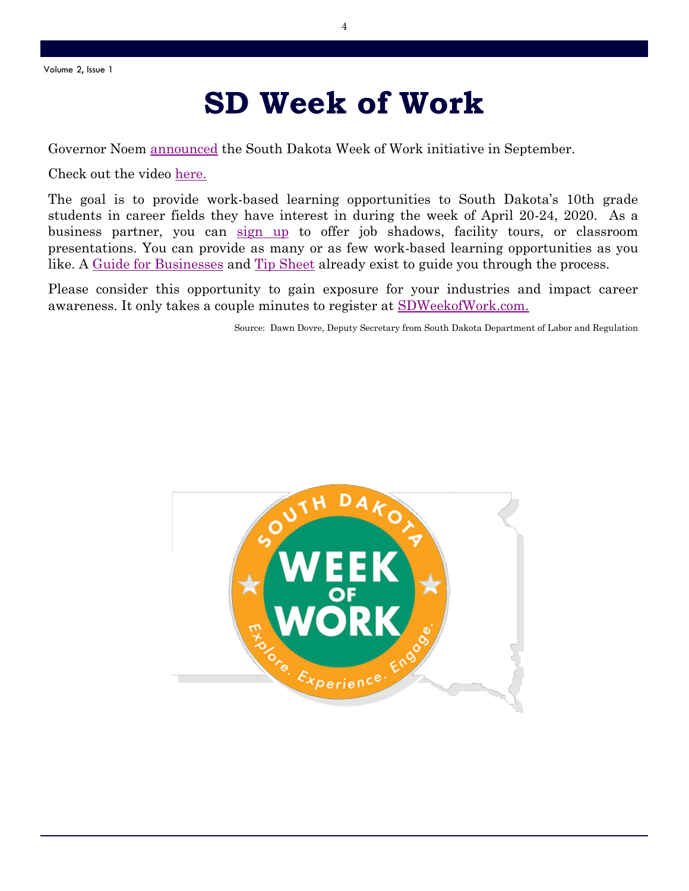# SD Week of Work

Governor Noem announced the South Dakota Week of Work initiative in September.

Check out the video here.

The goal is to provide work-based learning opportunities to South Dakota's 10th grade students in career fields they have interest in during the week of April 20-24, 2020. As a business partner, you can sign up to offer job shadows, facility tours, or classroom presentations. You can provide as many or as few work-based learning opportunities as you like. A Guide for Businesses and Tip Sheet already exist to guide you through the process.

Please consider this opportunity to gain exposure for your industries and impact career awareness. It only takes a couple minutes to register at SDWeekofWork.com.

Source: Dawn Dovre, Deputy Secretary from South Dakota Department of Labor and Regulation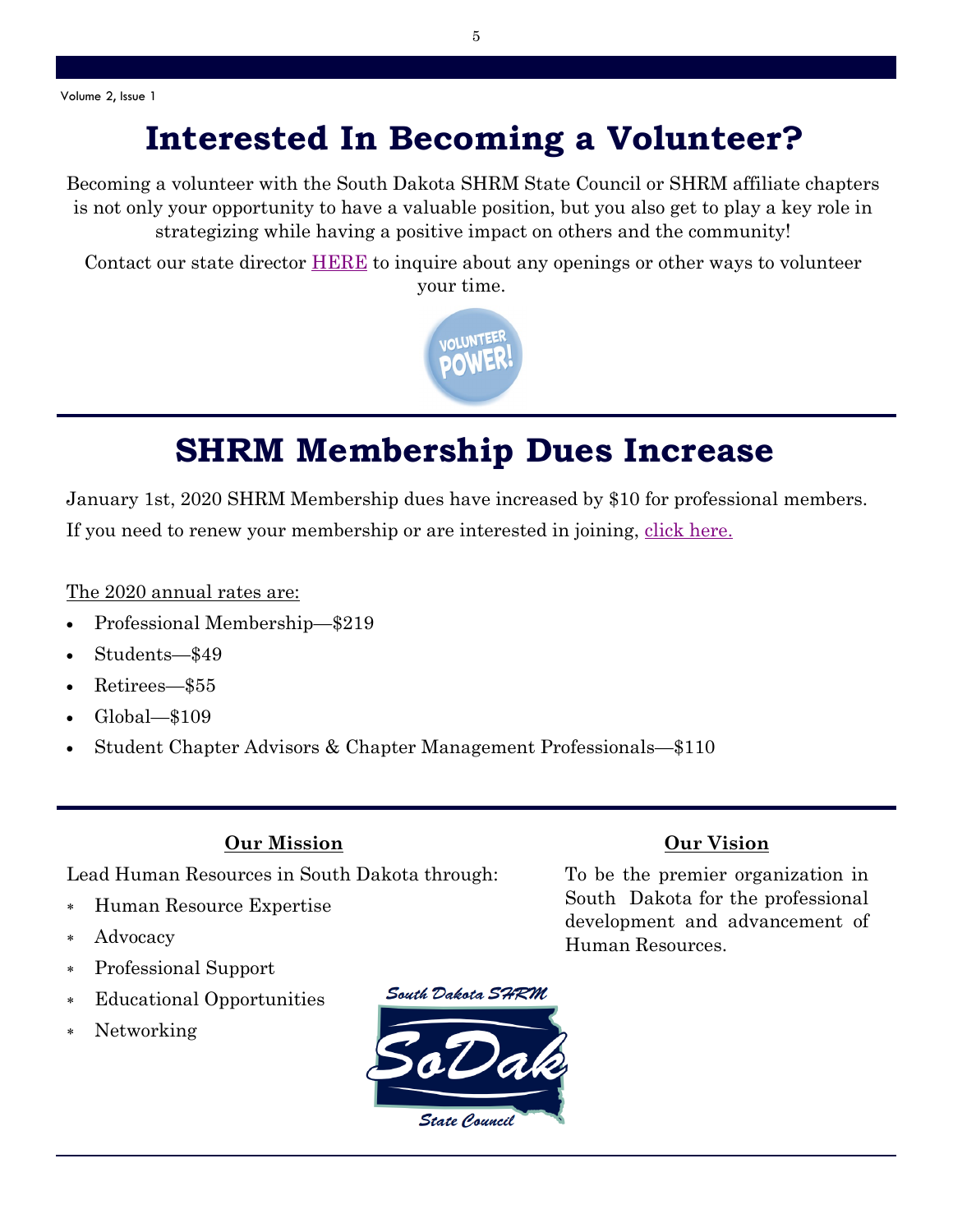# Interested In Becoming a Volunteer?

Becoming a volunteer with the South Dakota SHRM State Council or SHRM affiliate chapters is not only your opportunity to have a valuable position, but you also get to play a key role in strategizing while having a positive impact on others and the community!

Contact our state director HERE to inquire about any openings or other ways to volunteer your time.

# SHRM Membership Dues Increase

January 1st, 2020 SHRM Membership dues have increased by $10 for professional members. If you need to renew your membership or are interested in joining, click here.

The 2020 annual rates are:

- Professional Membership—$219
- Students—$49
- Retirees—$55
- Global—$109
- Student Chapter Advisors & Chapter Management Professionals—$110

**Our Mission**

Lead Human Resources in South Dakota through:

- Human Resource Expertise
- Advocacy
- Professional Support
- Educational Opportunities
- Networking

**Our Vision**

To be the premier organization in South Dakota for the professional development and advancement of Human Resources.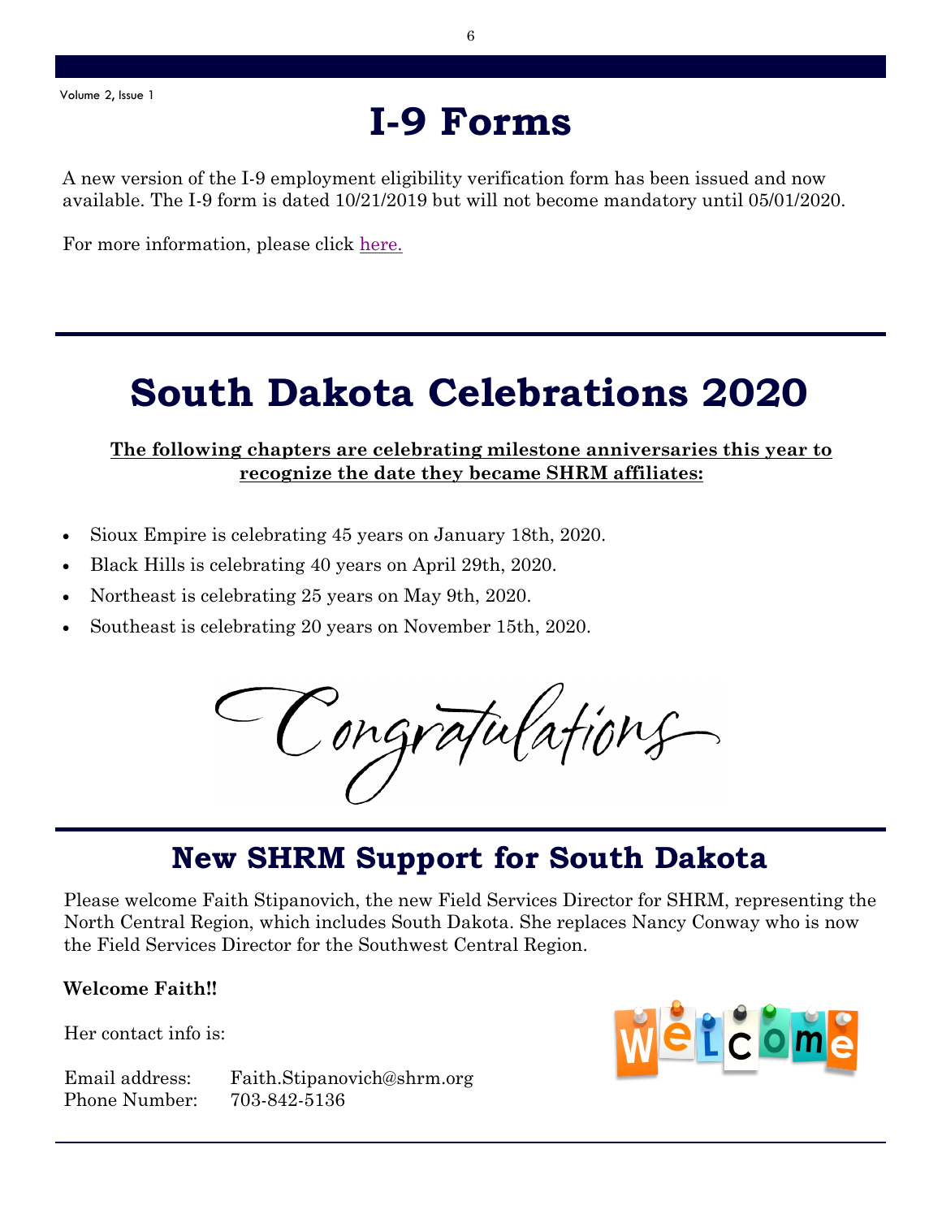# I-9 Forms

A new version of the I-9 employment eligibility verification form has been issued and now available. The I-9 form is dated 10/21/2019 but will not become mandatory until 05/01/2020.

For more information, please click here.

# South Dakota Celebrations 2020

**The following chapters are celebrating milestone anniversaries this year to recognize the date they became SHRM affiliates:**

- Sioux Empire is celebrating 45 years on January 18th, 2020.
- Black Hills is celebrating 40 years on April 29th, 2020.
- Northeast is celebrating 25 years on May 9th, 2020.
- Southeast is celebrating 20 years on November 15th, 2020.

*Congratulations*

## New SHRM Support for South Dakota

Please welcome Faith Stipanovich, the new Field Services Director for SHRM, representing the North Central Region, which includes South Dakota. She replaces Nancy Conway who is now the Field Services Director for the Southwest Central Region.

**Welcome Faith!!**

Her contact info is:

Email address: Faith.Stipanovich@shrm.org
Phone Number: 703-842-5136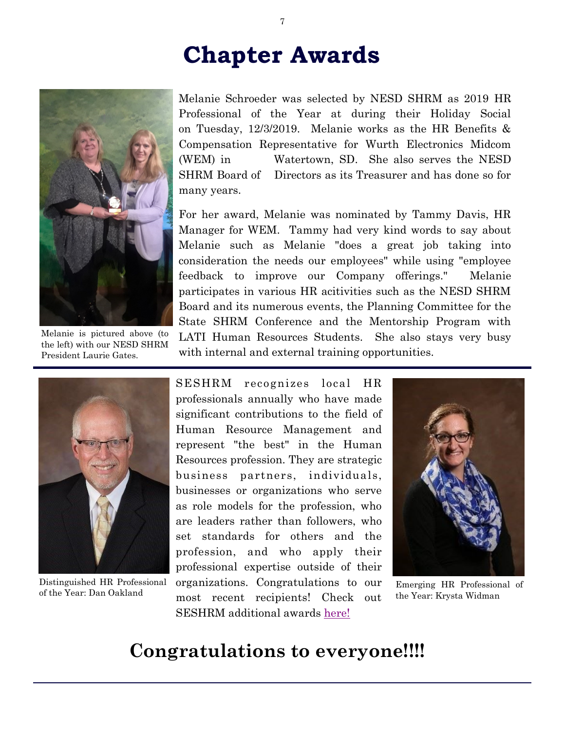# Chapter Awards

Melanie Schroeder was selected by NESD SHRM as 2019 HR Professional of the Year at during their Holiday Social on Tuesday, 12/3/2019. Melanie works as the HR Benefits & Compensation Representative for Wurth Electronics Midcom (WEM) in Watertown, SD. She also serves the NESD SHRM Board of Directors as its Treasurer and has done so for many years.

For her award, Melanie was nominated by Tammy Davis, HR Manager for WEM. Tammy had very kind words to say about Melanie such as Melanie "does a great job taking into consideration the needs our employees" while using "employee feedback to improve our Company offerings." Melanie participates in various HR acitivities such as the NESD SHRM Board and its numerous events, the Planning Committee for the State SHRM Conference and the Mentorship Program with LATI Human Resources Students. She also stays very busy with internal and external training opportunities.

Melanie is pictured above (to the left) with our NESD SHRM President Laurie Gates.

---

SESHRM recognizes local HR professionals annually who have made significant contributions to the field of Human Resource Management and represent "the best" in the Human Resources profession. They are strategic business partners, individuals, businesses or organizations who serve as role models for the profession, who are leaders rather than followers, who set standards for others and the profession, and who apply their professional expertise outside of their organizations. Congratulations to our most recent recipients! Check out SESHRM additional awards here!

Distinguished HR Professional of the Year: Dan Oakland

Emerging HR Professional of the Year: Krysta Widman

## Congratulations to everyone!!!!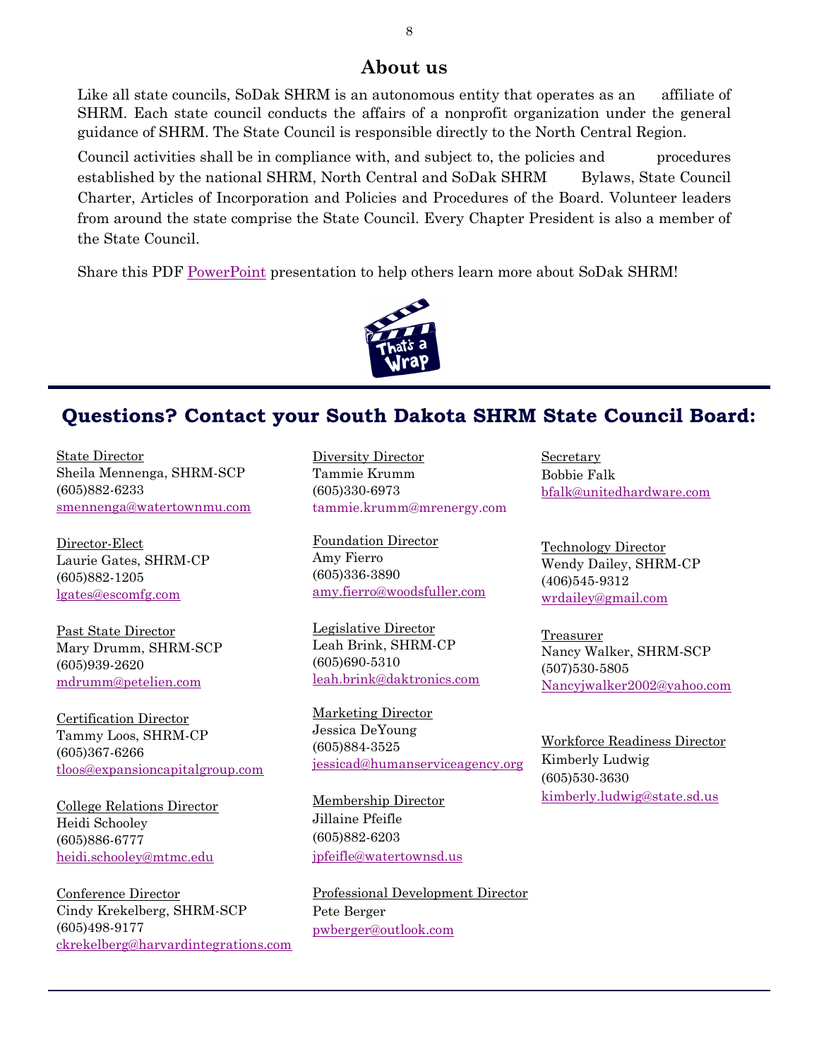## About us

Like all state councils, SoDak SHRM is an autonomous entity that operates as an affiliate of SHRM. Each state council conducts the affairs of a nonprofit organization under the general guidance of SHRM. The State Council is responsible directly to the North Central Region.

Council activities shall be in compliance with, and subject to, the policies and procedures established by the national SHRM, North Central and SoDak SHRM Bylaws, State Council Charter, Articles of Incorporation and Policies and Procedures of the Board. Volunteer leaders from around the state comprise the State Council. Every Chapter President is also a member of the State Council.

Share this PDF PowerPoint presentation to help others learn more about SoDak SHRM!

That's a Wrap

## Questions? Contact your South Dakota SHRM State Council Board:

State Director
Sheila Mennenga, SHRM-SCP
(605)882-6233
smennenga@watertownmu.com

Director-Elect
Laurie Gates, SHRM-CP
(605)882-1205
lgates@escomfg.com

Past State Director
Mary Drumm, SHRM-SCP
(605)939-2620
mdrumm@petelien.com

Certification Director
Tammy Loos, SHRM-CP
(605)367-6266
tloos@expansioncapitalgroup.com

College Relations Director
Heidi Schooley
(605)886-6777
heidi.schooley@mtmc.edu

Conference Director
Cindy Krekelberg, SHRM-SCP
(605)498-9177
ckrekelberg@harvardintegrations.com

Diversity Director
Tammie Krumm
(605)330-6973
tammie.krumm@mrenergy.com

Foundation Director
Amy Fierro
(605)336-3890
amy.fierro@woodsfuller.com

Legislative Director
Leah Brink, SHRM-CP
(605)690-5310
leah.brink@daktronics.com

Marketing Director
Jessica DeYoung
(605)884-3525
jessicad@humanserviceagency.org

Membership Director
Jillaine Pfeifle
(605)882-6203
jpfeifle@watertownsd.us

Professional Development Director
Pete Berger
pwberger@outlook.com

Secretary
Bobbie Falk
bfalk@unitedhardware.com

Technology Director
Wendy Dailey, SHRM-CP
(406)545-9312
wrdailey@gmail.com

Treasurer
Nancy Walker, SHRM-SCP
(507)530-5805
Nancyjwalker2002@yahoo.com

Workforce Readiness Director
Kimberly Ludwig
(605)530-3630
kimberly.ludwig@state.sd.us